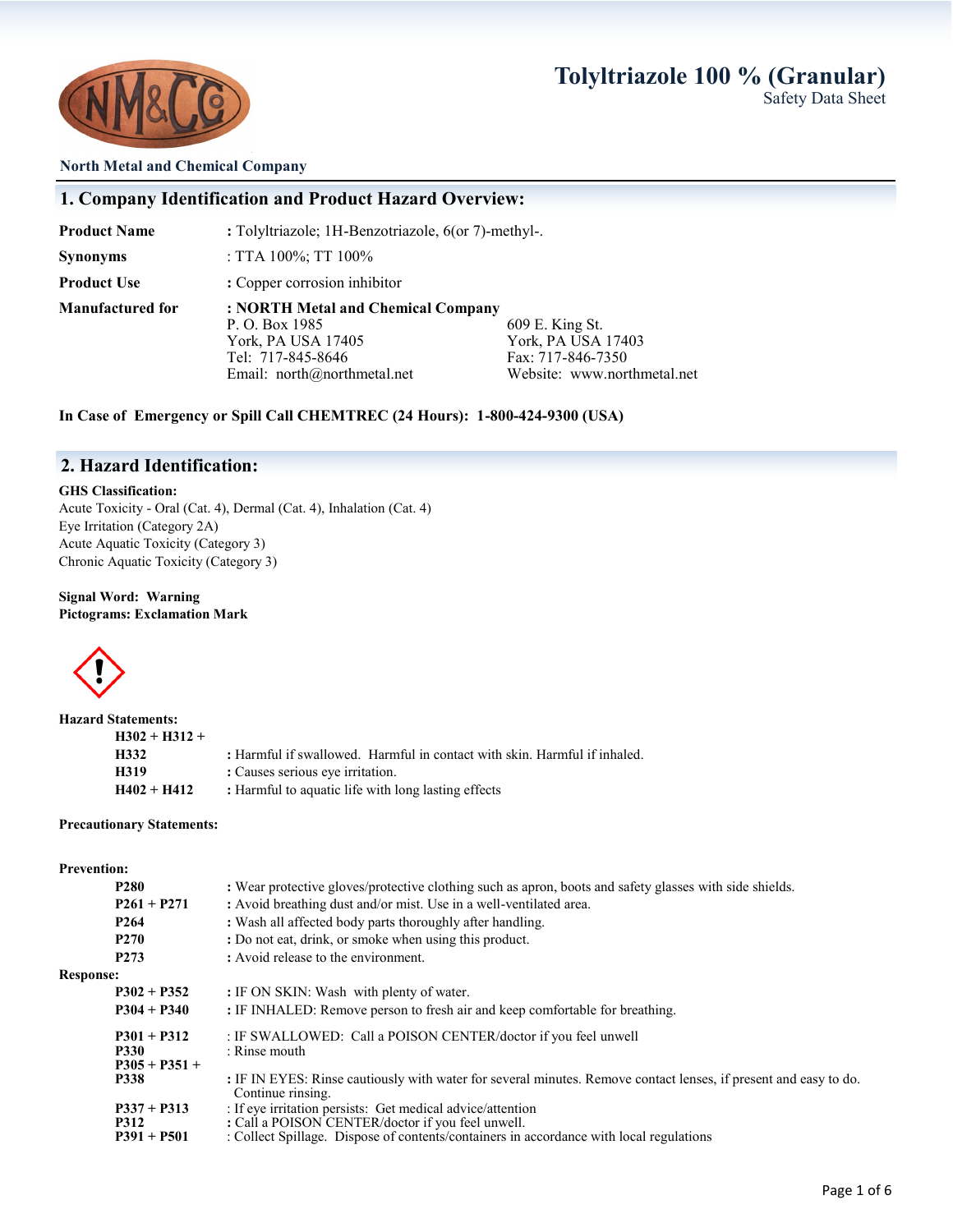# Tolyltriazole 100 % (Granular)

Safety Data Sheet

**North Metal and Chemical Company**

## 1. Company Identification and Product Hazard Overview:

| | | |
|---|---|---|
| **Product Name** | **:** Tolyltriazole; 1H-Benzotriazole, 6(or 7)-methyl-. | |
| **Synonyms** | : TTA 100%; TT 100% | |
| **Product Use** | **:** Copper corrosion inhibitor | |
| **Manufactured for** | **: NORTH Metal and Chemical Company**<br>P. O. Box 1985<br>York, PA USA 17405<br>Tel: 717-845-8646<br>Email: north@northmetal.net | 609 E. King St.<br>York, PA USA 17403<br>Fax: 717-846-7350<br>Website: www.northmetal.net |

**In Case of Emergency or Spill Call CHEMTREC (24 Hours): 1-800-424-9300 (USA)**

## 2. Hazard Identification:

**GHS Classification:**

Acute Toxicity - Oral (Cat. 4), Dermal (Cat. 4), Inhalation (Cat. 4)
Eye Irritation (Category 2A)
Acute Aquatic Toxicity (Category 3)
Chronic Aquatic Toxicity (Category 3)

**Signal Word: Warning**
**Pictograms: Exclamation Mark**

**Hazard Statements:**

| | |
|---|---|
| **H302 + H312 + H332** | **:** Harmful if swallowed. Harmful in contact with skin. Harmful if inhaled. |
| **H319** | **:** Causes serious eye irritation. |
| **H402 + H412** | **:** Harmful to aquatic life with long lasting effects |

**Precautionary Statements:**

**Prevention:**

| | |
|---|---|
| **P280** | **:** Wear protective gloves/protective clothing such as apron, boots and safety glasses with side shields. |
| **P261 + P271** | **:** Avoid breathing dust and/or mist. Use in a well-ventilated area. |
| **P264** | **:** Wash all affected body parts thoroughly after handling. |
| **P270** | **:** Do not eat, drink, or smoke when using this product. |
| **P273** | **:** Avoid release to the environment. |

**Response:**

| | |
|---|---|
| **P302 + P352** | **:** IF ON SKIN: Wash with plenty of water. |
| **P304 + P340** | **:** IF INHALED: Remove person to fresh air and keep comfortable for breathing. |
| **P301 + P312** | : IF SWALLOWED: Call a POISON CENTER/doctor if you feel unwell |
| **P330** | : Rinse mouth |
| **P305 + P351 + P338** | **:** IF IN EYES: Rinse cautiously with water for several minutes. Remove contact lenses, if present and easy to do. Continue rinsing. |
| **P337 + P313** | : If eye irritation persists: Get medical advice/attention |
| **P312** | **:** Call a POISON CENTER/doctor if you feel unwell. |
| **P391 + P501** | : Collect Spillage. Dispose of contents/containers in accordance with local regulations |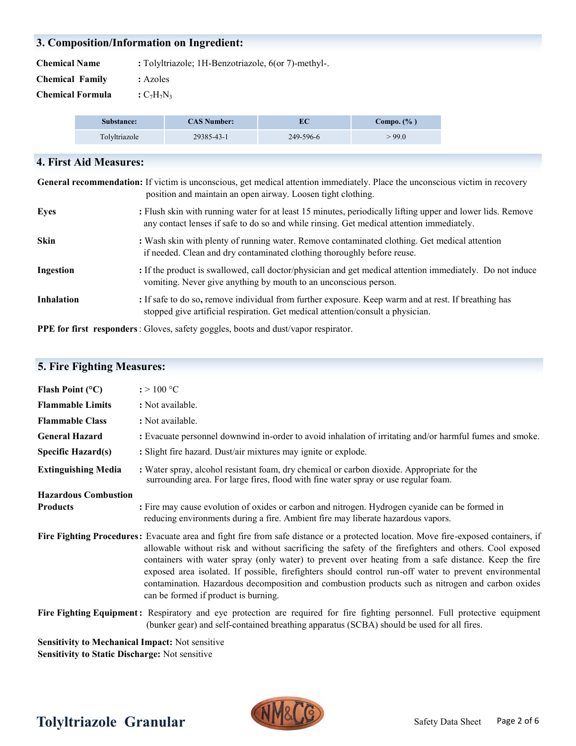## 3. Composition/Information on Ingredient:

**Chemical Name** : Tolyltriazole; 1H-Benzotriazole, 6(or 7)-methyl-.

**Chemical Family** : Azoles

**Chemical Formula** : $C_7H_7N_3$

| Substance: | CAS Number: | EC | Compo. (% ) |
|---|---|---|---|
| Tolyltriazole | 29385-43-1 | 249-596-6 | > 99.0 |

## 4. First Aid Measures:

**General recommendation:** If victim is unconscious, get medical attention immediately. Place the unconscious victim in recovery position and maintain an open airway. Loosen tight clothing.

**Eyes** : Flush skin with running water for at least 15 minutes, periodically lifting upper and lower lids. Remove any contact lenses if safe to do so and while rinsing. Get medical attention immediately.

**Skin** : Wash skin with plenty of running water. Remove contaminated clothing. Get medical attention if needed. Clean and dry contaminated clothing thoroughly before reuse.

**Ingestion** : If the product is swallowed, call doctor/physician and get medical attention immediately. Do not induce vomiting. Never give anything by mouth to an unconscious person.

**Inhalation** : If safe to do so, remove individual from further exposure. Keep warm and at rest. If breathing has stopped give artificial respiration. Get medical attention/consult a physician.

**PPE for first responders** : Gloves, safety goggles, boots and dust/vapor respirator.

## 5. Fire Fighting Measures:

**Flash Point (°C)** : > 100 °C

**Flammable Limits** : Not available.

**Flammable Class** : Not available.

**General Hazard** : Evacuate personnel downwind in-order to avoid inhalation of irritating and/or harmful fumes and smoke.

**Specific Hazard(s)** : Slight fire hazard. Dust/air mixtures may ignite or explode.

**Extinguishing Media** : Water spray, alcohol resistant foam, dry chemical or carbon dioxide. Appropriate for the surrounding area. For large fires, flood with fine water spray or use regular foam.

**Hazardous Combustion Products** : Fire may cause evolution of oxides or carbon and nitrogen. Hydrogen cyanide can be formed in reducing environments during a fire. Ambient fire may liberate hazardous vapors.

**Fire Fighting Procedures:** Evacuate area and fight fire from safe distance or a protected location. Move fire-exposed containers, if allowable without risk and without sacrificing the safety of the firefighters and others. Cool exposed containers with water spray (only water) to prevent over heating from a safe distance. Keep the fire exposed area isolated. If possible, firefighters should control run-off water to prevent environmental contamination. Hazardous decomposition and combustion products such as nitrogen and carbon oxides can be formed if product is burning.

**Fire Fighting Equipment** : Respiratory and eye protection are required for fire fighting personnel. Full protective equipment (bunker gear) and self-contained breathing apparatus (SCBA) should be used for all fires.

**Sensitivity to Mechanical Impact:** Not sensitive
**Sensitivity to Static Discharge:** Not sensitive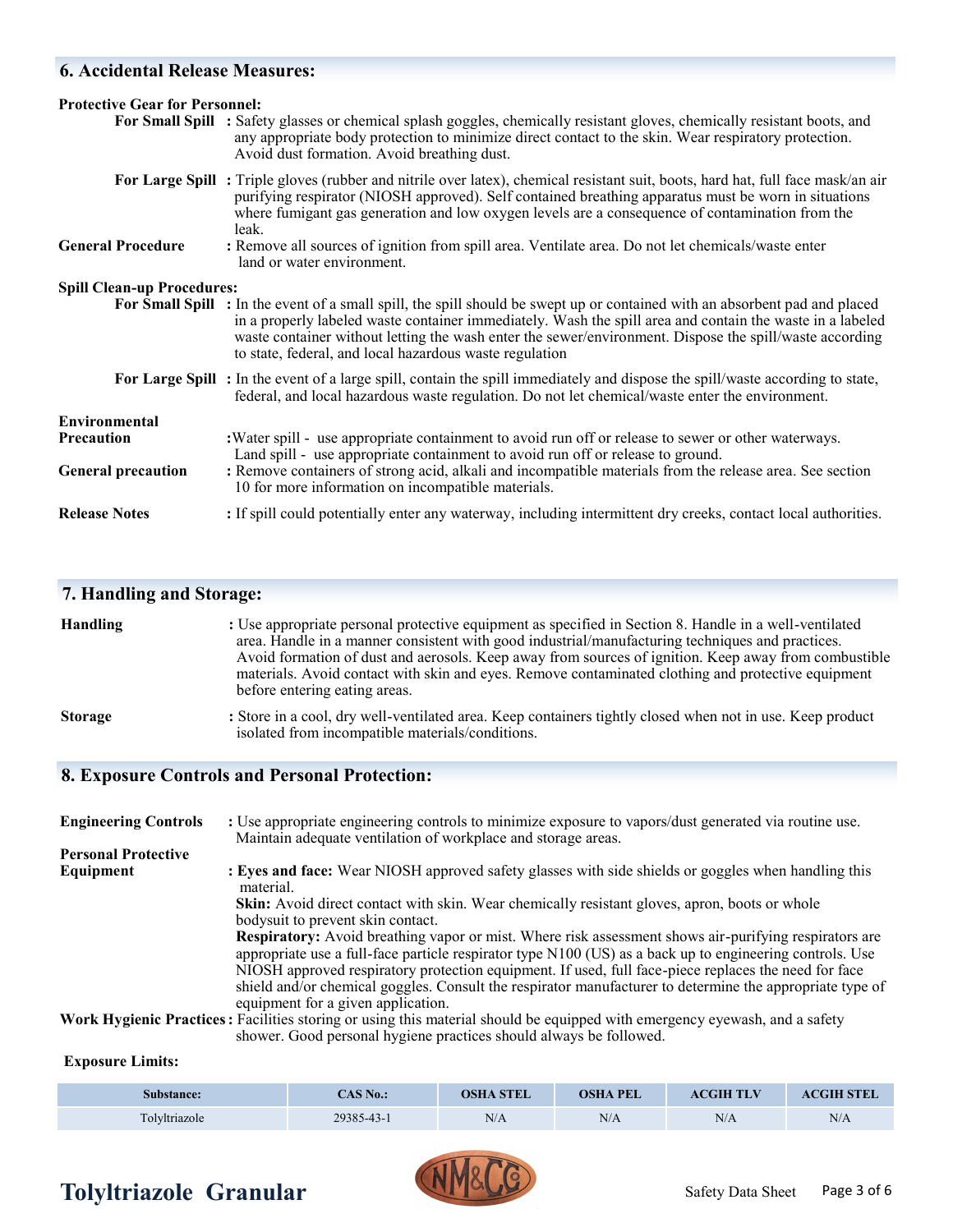## 6. Accidental Release Measures:

**Protective Gear for Personnel:**

**For Small Spill** : Safety glasses or chemical splash goggles, chemically resistant gloves, chemically resistant boots, and any appropriate body protection to minimize direct contact to the skin. Wear respiratory protection. Avoid dust formation. Avoid breathing dust.

**For Large Spill** : Triple gloves (rubber and nitrile over latex), chemical resistant suit, boots, hard hat, full face mask/an air purifying respirator (NIOSH approved). Self contained breathing apparatus must be worn in situations where fumigant gas generation and low oxygen levels are a consequence of contamination from the leak.

**General Procedure** : Remove all sources of ignition from spill area. Ventilate area. Do not let chemicals/waste enter land or water environment.

**Spill Clean-up Procedures:**

**For Small Spill** : In the event of a small spill, the spill should be swept up or contained with an absorbent pad and placed in a properly labeled waste container immediately. Wash the spill area and contain the waste in a labeled waste container without letting the wash enter the sewer/environment. Dispose the spill/waste according to state, federal, and local hazardous waste regulation

**For Large Spill** : In the event of a large spill, contain the spill immediately and dispose the spill/waste according to state, federal, and local hazardous waste regulation. Do not let chemical/waste enter the environment.

**Environmental Precaution** : Water spill - use appropriate containment to avoid run off or release to sewer or other waterways. Land spill - use appropriate containment to avoid run off or release to ground.

**General precaution** : Remove containers of strong acid, alkali and incompatible materials from the release area. See section 10 for more information on incompatible materials.

**Release Notes** : If spill could potentially enter any waterway, including intermittent dry creeks, contact local authorities.

## 7. Handling and Storage:

**Handling** : Use appropriate personal protective equipment as specified in Section 8. Handle in a well-ventilated area. Handle in a manner consistent with good industrial/manufacturing techniques and practices. Avoid formation of dust and aerosols. Keep away from sources of ignition. Keep away from combustible materials. Avoid contact with skin and eyes. Remove contaminated clothing and protective equipment before entering eating areas.

**Storage** : Store in a cool, dry well-ventilated area. Keep containers tightly closed when not in use. Keep product isolated from incompatible materials/conditions.

## 8. Exposure Controls and Personal Protection:

**Engineering Controls** : Use appropriate engineering controls to minimize exposure to vapors/dust generated via routine use. Maintain adequate ventilation of workplace and storage areas.

**Personal Protective Equipment** : **Eyes and face:** Wear NIOSH approved safety glasses with side shields or goggles when handling this material.

**Skin:** Avoid direct contact with skin. Wear chemically resistant gloves, apron, boots or whole bodysuit to prevent skin contact.

**Respiratory:** Avoid breathing vapor or mist. Where risk assessment shows air-purifying respirators are appropriate use a full-face particle respirator type N100 (US) as a back up to engineering controls. Use NIOSH approved respiratory protection equipment. If used, full face-piece replaces the need for face shield and/or chemical goggles. Consult the respirator manufacturer to determine the appropriate type of equipment for a given application.

**Work Hygienic Practices** : Facilities storing or using this material should be equipped with emergency eyewash, and a safety shower. Good personal hygiene practices should always be followed.

**Exposure Limits:**

| Substance: | CAS No.: | OSHA STEL | OSHA PEL | ACGIH TLV | ACGIH STEL |
|---|---|---|---|---|---|
| Tolyltriazole | 29385-43-1 | N/A | N/A | N/A | N/A |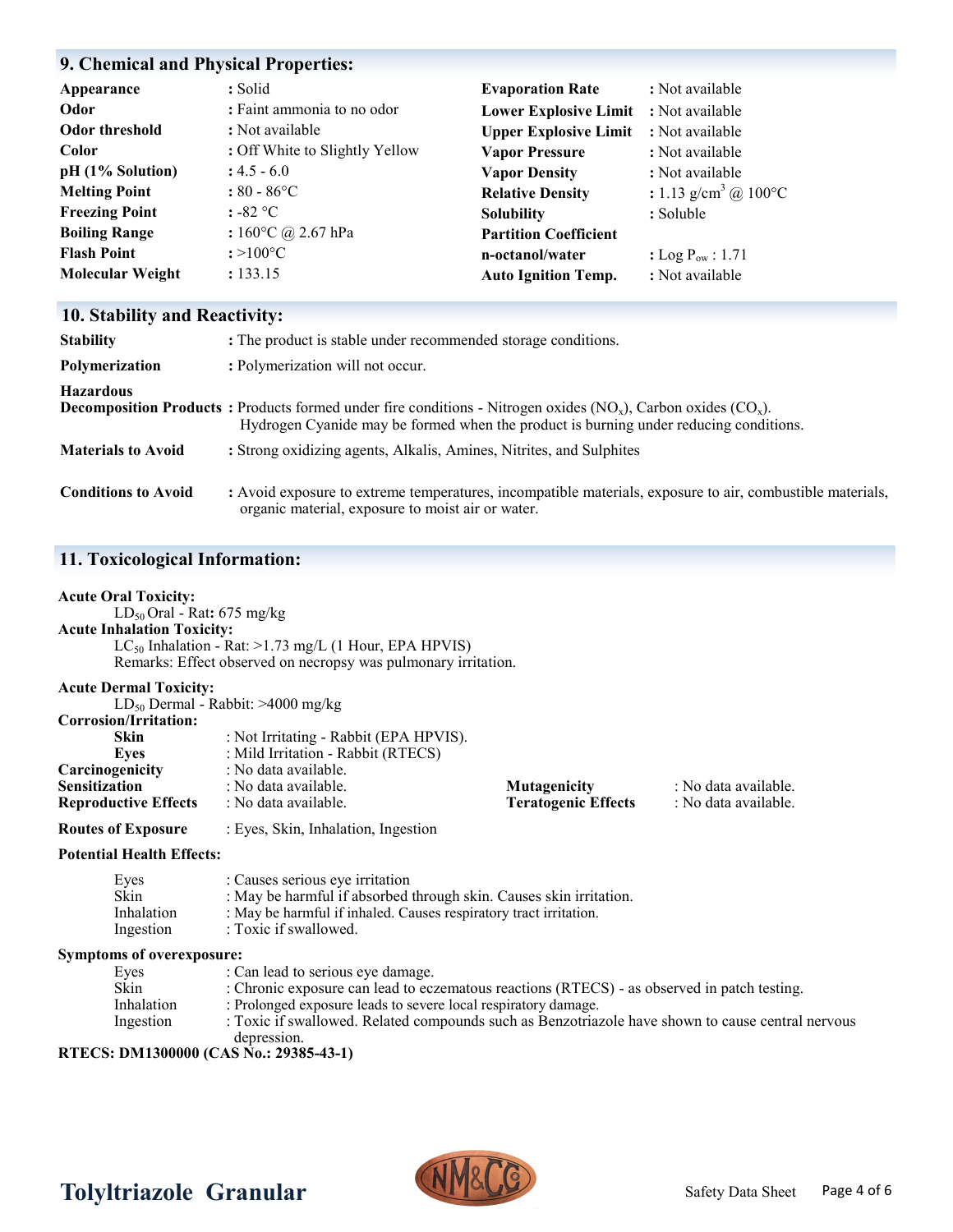## 9. Chemical and Physical Properties:

| Property | Value | Property | Value |
|---|---|---|---|
| **Appearance** | : Solid | **Evaporation Rate** | : Not available |
| **Odor** | : Faint ammonia to no odor | **Lower Explosive Limit** | : Not available |
| **Odor threshold** | : Not available | **Upper Explosive Limit** | : Not available |
| **Color** | : Off White to Slightly Yellow | **Vapor Pressure** | : Not available |
| **pH (1% Solution)** | : 4.5 - 6.0 | **Vapor Density** | : Not available |
| **Melting Point** | : 80 - 86°C | **Relative Density** | : 1.13 g/cm$^3$ @ 100°C |
| **Freezing Point** | : -82 °C | **Solubility** | : Soluble |
| **Boiling Range** | : 160°C @ 2.67 hPa | **Partition Coefficient** | |
| **Flash Point** | : >100°C | **n-octanol/water** | : Log $P_{ow}$ : 1.71 |
| **Molecular Weight** | : 133.15 | **Auto Ignition Temp.** | : Not available |

## 10. Stability and Reactivity:

**Stability** : The product is stable under recommended storage conditions.

**Polymerization** : Polymerization will not occur.

**Hazardous Decomposition Products** : Products formed under fire conditions - Nitrogen oxides ($NO_x$), Carbon oxides ($CO_x$). Hydrogen Cyanide may be formed when the product is burning under reducing conditions.

**Materials to Avoid** : Strong oxidizing agents, Alkalis, Amines, Nitrites, and Sulphites

**Conditions to Avoid** : Avoid exposure to extreme temperatures, incompatible materials, exposure to air, combustible materials, organic material, exposure to moist air or water.

## 11. Toxicological Information:

**Acute Oral Toxicity:**
$LD_{50}$ Oral - Rat**:** 675 mg/kg

**Acute Inhalation Toxicity:**
$LC_{50}$ Inhalation - Rat: >1.73 mg/L (1 Hour, EPA HPVIS)
Remarks: Effect observed on necropsy was pulmonary irritation.

**Acute Dermal Toxicity:**
$LD_{50}$ Dermal - Rabbit: >4000 mg/kg

**Corrosion/Irritation:**
- **Skin** : Not Irritating - Rabbit (EPA HPVIS).
- **Eyes** : Mild Irritation - Rabbit (RTECS)

**Carcinogenicity** : No data available.
**Sensitization** : No data available.
**Reproductive Effects** : No data available.
**Mutagenicity** : No data available.
**Teratogenic Effects** : No data available.

**Routes of Exposure** : Eyes, Skin, Inhalation, Ingestion

**Potential Health Effects:**
- Eyes : Causes serious eye irritation
- Skin : May be harmful if absorbed through skin. Causes skin irritation.
- Inhalation : May be harmful if inhaled. Causes respiratory tract irritation.
- Ingestion : Toxic if swallowed.

**Symptoms of overexposure:**
- Eyes : Can lead to serious eye damage.
- Skin : Chronic exposure can lead to eczematous reactions (RTECS) - as observed in patch testing.
- Inhalation : Prolonged exposure leads to severe local respiratory damage.
- Ingestion : Toxic if swallowed. Related compounds such as Benzotriazole have shown to cause central nervous depression.

**RTECS: DM1300000 (CAS No.: 29385-43-1)**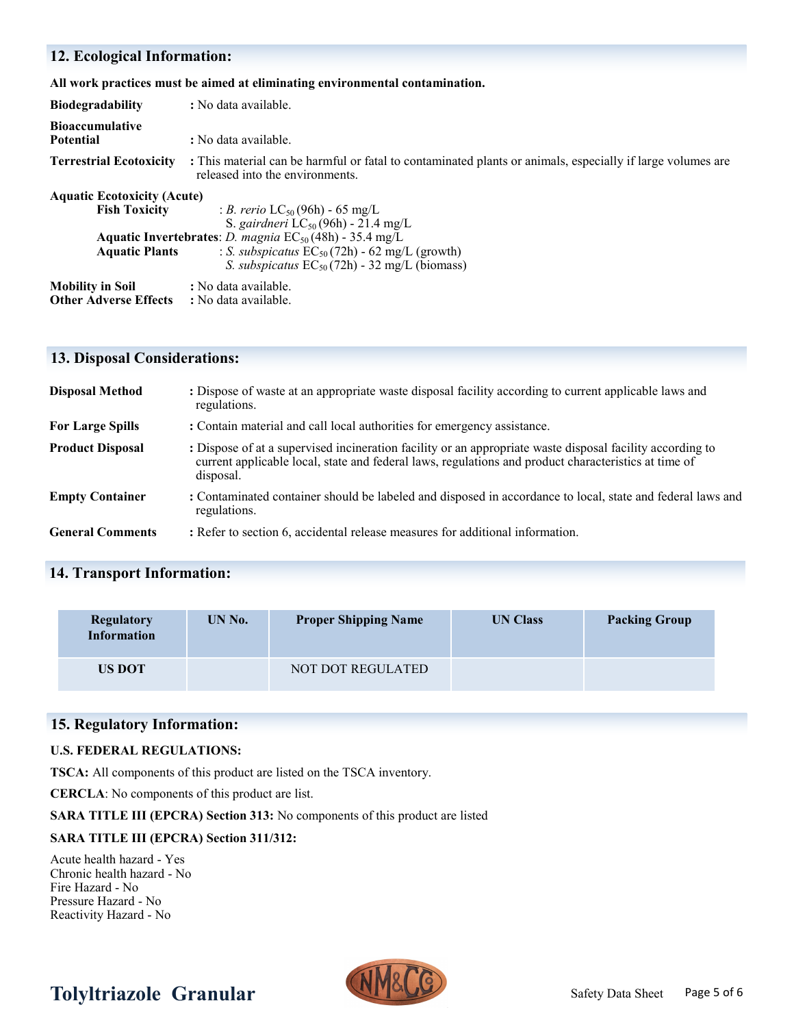## 12. Ecological Information:

**All work practices must be aimed at eliminating environmental contamination.**

**Biodegradability** : No data available.

**Bioaccumulative Potential** : No data available.

**Terrestrial Ecotoxicity** : This material can be harmful or fatal to contaminated plants or animals, especially if large volumes are released into the environments.

**Aquatic Ecotoxicity (Acute)**

**Fish Toxicity** : *B. rerio* $LC_{50}$ (96h) - 65 mg/L
S. *gairdneri* $LC_{50}$ (96h) - 21.4 mg/L

**Aquatic Invertebrates**: *D. magnia* $EC_{50}$ (48h) - 35.4 mg/L

**Aquatic Plants** : *S. subspicatus* $EC_{50}$ (72h) - 62 mg/L (growth)
*S. subspicatus* $EC_{50}$ (72h) - 32 mg/L (biomass)

**Mobility in Soil** : No data available.
**Other Adverse Effects** : No data available.

## 13. Disposal Considerations:

**Disposal Method** : Dispose of waste at an appropriate waste disposal facility according to current applicable laws and regulations.

**For Large Spills** : Contain material and call local authorities for emergency assistance.

**Product Disposal** : Dispose of at a supervised incineration facility or an appropriate waste disposal facility according to current applicable local, state and federal laws, regulations and product characteristics at time of disposal.

**Empty Container** : Contaminated container should be labeled and disposed in accordance to local, state and federal laws and regulations.

**General Comments** : Refer to section 6, accidental release measures for additional information.

## 14. Transport Information:

| Regulatory Information | UN No. | Proper Shipping Name | UN Class | Packing Group |
|---|---|---|---|---|
| US DOT | | NOT DOT REGULATED | | |

## 15. Regulatory Information:

**U.S. FEDERAL REGULATIONS:**

**TSCA:** All components of this product are listed on the TSCA inventory.

**CERCLA**: No components of this product are list.

**SARA TITLE III (EPCRA) Section 313:** No components of this product are listed

**SARA TITLE III (EPCRA) Section 311/312:**

Acute health hazard - Yes
Chronic health hazard - No
Fire Hazard - No
Pressure Hazard - No
Reactivity Hazard - No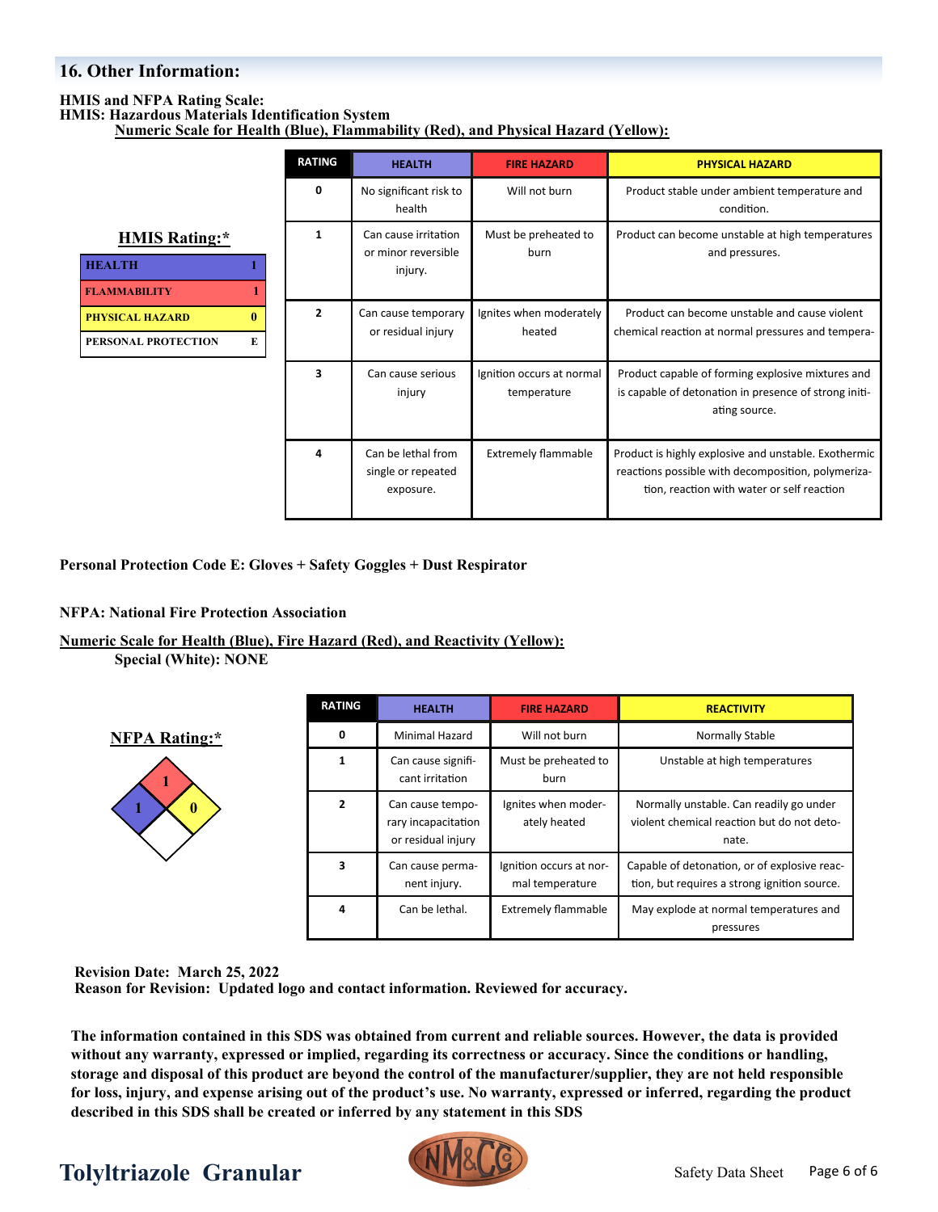## 16. Other Information:

**HMIS and NFPA Rating Scale:**
**HMIS: Hazardous Materials Identification System**
**Numeric Scale for Health (Blue), Flammability (Red), and Physical Hazard (Yellow):**

**HMIS Rating:***

| | |
|---|---|
| HEALTH | 1 |
| FLAMMABILITY | 1 |
| PHYSICAL HAZARD | 0 |
| PERSONAL PROTECTION | E |

| RATING | HEALTH | FIRE HAZARD | PHYSICAL HAZARD |
|---|---|---|---|
| 0 | No significant risk to health | Will not burn | Product stable under ambient temperature and condition. |
| 1 | Can cause irritation or minor reversible injury. | Must be preheated to burn | Product can become unstable at high temperatures and pressures. |
| 2 | Can cause temporary or residual injury | Ignites when moderately heated | Product can become unstable and cause violent chemical reaction at normal pressures and tempera- |
| 3 | Can cause serious injury | Ignition occurs at normal temperature | Product capable of forming explosive mixtures and is capable of detonation in presence of strong initiating source. |
| 4 | Can be lethal from single or repeated exposure. | Extremely flammable | Product is highly explosive and unstable. Exothermic reactions possible with decomposition, polymerization, reaction with water or self reaction |

**Personal Protection Code E: Gloves + Safety Goggles + Dust Respirator**

**NFPA: National Fire Protection Association**

**Numeric Scale for Health (Blue), Fire Hazard (Red), and Reactivity (Yellow):**
**Special (White): NONE**

**NFPA Rating:***

Fire (Red): 1
Health (Blue): 1
Reactivity (Yellow): 0

| RATING | HEALTH | FIRE HAZARD | REACTIVITY |
|---|---|---|---|
| 0 | Minimal Hazard | Will not burn | Normally Stable |
| 1 | Can cause significant irritation | Must be preheated to burn | Unstable at high temperatures |
| 2 | Can cause temporary incapacitation or residual injury | Ignites when moderately heated | Normally unstable. Can readily go under violent chemical reaction but do not detonate. |
| 3 | Can cause permanent injury. | Ignition occurs at normal temperature | Capable of detonation, or of explosive reaction, but requires a strong ignition source. |
| 4 | Can be lethal. | Extremely flammable | May explode at normal temperatures and pressures |

**Revision Date: March 25, 2022**
**Reason for Revision: Updated logo and contact information. Reviewed for accuracy.**

**The information contained in this SDS was obtained from current and reliable sources. However, the data is provided without any warranty, expressed or implied, regarding its correctness or accuracy. Since the conditions or handling, storage and disposal of this product are beyond the control of the manufacturer/supplier, they are not held responsible for loss, injury, and expense arising out of the product's use. No warranty, expressed or inferred, regarding the product described in this SDS shall be created or inferred by any statement in this SDS**